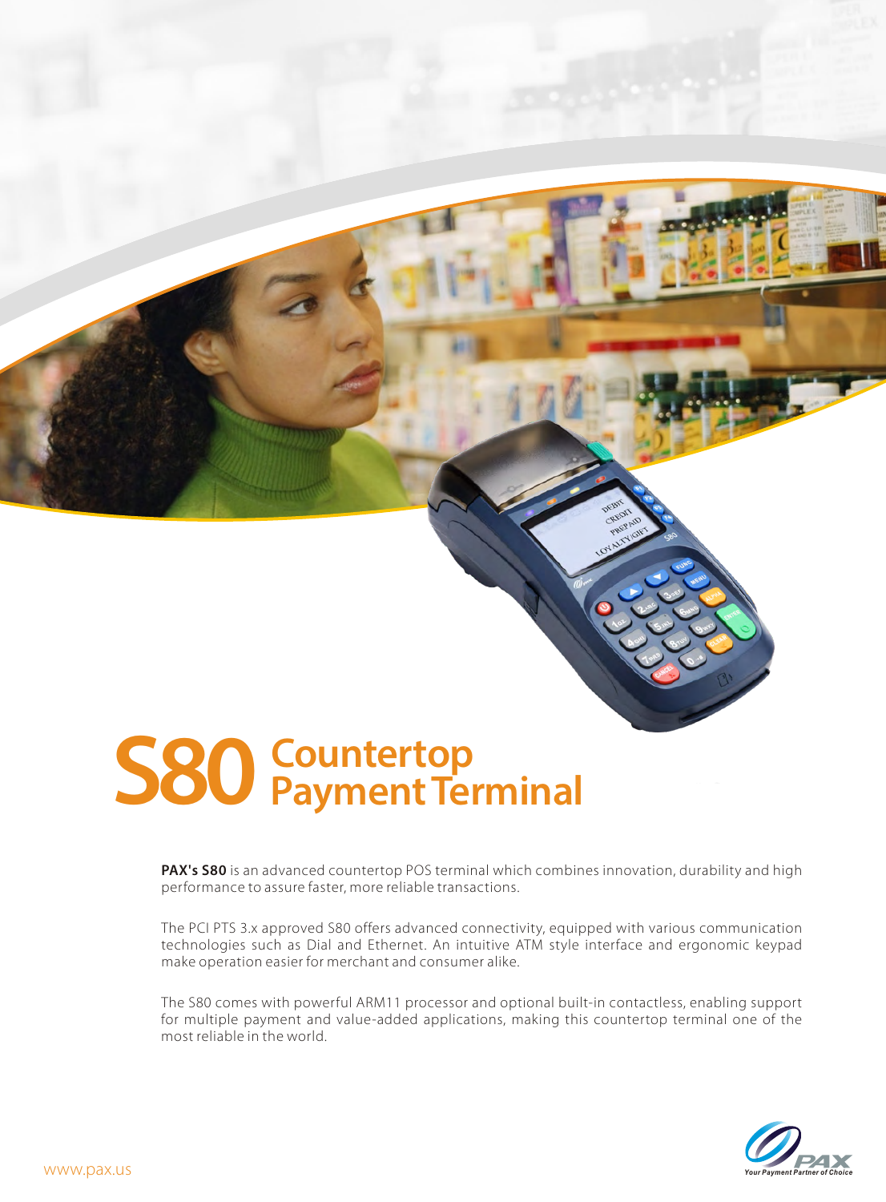# S80 Countertop Payment Terminal

**PAX's S80** is an advanced countertop POS terminal which combines innovation, durability and high performance to assure faster, more reliable transactions.

The PCI PTS 3.x approved S80 offers advanced connectivity, equipped with various communication technologies such as Dial and Ethernet. An intuitive ATM style interface and ergonomic keypad make operation easier for merchant and consumer alike.

The S80 comes with powerful ARM11 processor and optional built-in contactless, enabling support for multiple payment and value-added applications, making this countertop terminal one of the most reliable in the world.

www.pax.us

PAX Your Payment Partner of Choice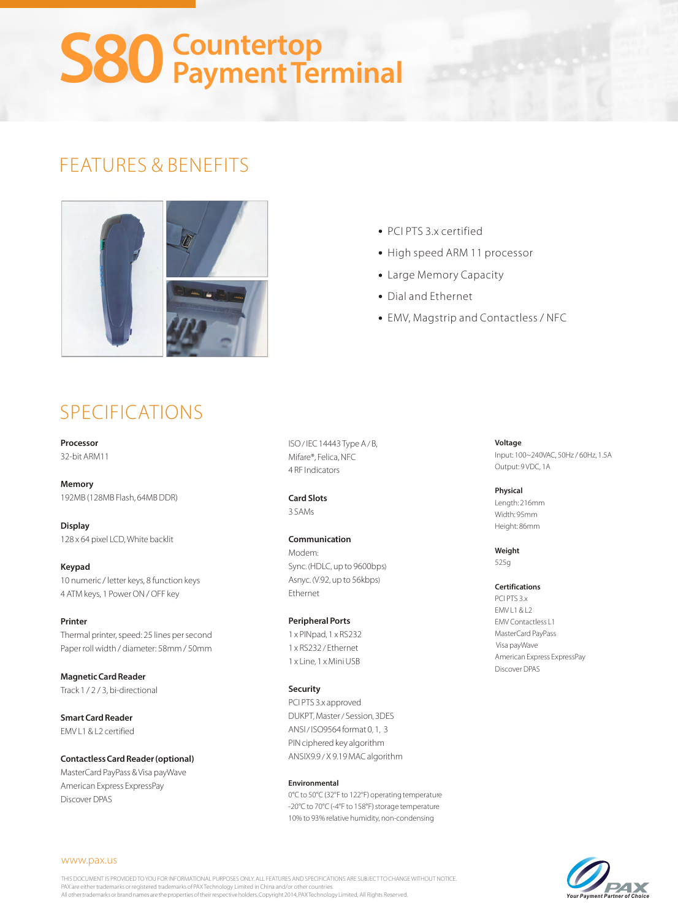# S80 Countertop Payment Terminal

## FEATURES & BENEFITS

- PCI PTS 3.x certified
- High speed ARM 11 processor
- Large Memory Capacity
- Dial and Ethernet
- EMV, Magstrip and Contactless / NFC

## SPECIFICATIONS

**Processor**
32-bit ARM11

**Memory**
192MB (128MB Flash, 64MB DDR)

**Display**
128 x 64 pixel LCD, White backlit

**Keypad**
10 numeric / letter keys, 8 function keys
4 ATM keys, 1 Power ON / OFF key

**Printer**
Thermal printer, speed: 25 lines per second
Paper roll width / diameter: 58mm / 50mm

**Magnetic Card Reader**
Track 1 / 2 / 3, bi-directional

**Smart Card Reader**
EMV L1 & L2 certified

**Contactless Card Reader (optional)**
MasterCard PayPass & Visa payWave
American Express ExpressPay
Discover DPAS
ISO / IEC 14443 Type A / B,
Mifare®, Felica, NFC
4 RF Indicators

**Card Slots**
3 SAMs

**Communication**
Modem:
Sync. (HDLC, up to 9600bps)
Asnyc. (V.92, up to 56kbps)
Ethernet

**Peripheral Ports**
1 x PINpad, 1 x RS232
1 x RS232 / Ethernet
1 x Line, 1 x Mini USB

**Security**
PCI PTS 3.x approved
DUKPT, Master / Session, 3DES
ANSI / ISO9564 format 0, 1, 3
PIN ciphered key algorithm
ANSIX9.9 / X 9.19 MAC algorithm

**Environmental**
0°C to 50°C (32°F to 122°F) operating temperature
-20°C to 70°C (-4°F to 158°F) storage temperature
10% to 93% relative humidity, non-condensing

**Voltage**
Input: 100~240VAC, 50Hz / 60Hz, 1.5A
Output: 9 VDC, 1A

**Physical**
Length: 216mm
Width: 95mm
Height: 86mm

**Weight**
525g

**Certifications**
PCI PTS 3.x
EMV L1 & L2
EMV Contactless L1
MasterCard PayPass
Visa payWave
American Express ExpressPay
Discover DPAS

www.pax.us

THIS DOCUMENT IS PROVIDED TO YOU FOR INFORMATIONAL PURPOSES ONLY. ALL FEATURES AND SPECIFICATIONS ARE SUBJECT TO CHANGE WITHOUT NOTICE.
PAX are either trademarks or registered trademarks of PAX Technology Limited in China and/or other countries.
All other trademarks or brand names are the properties of their respective holders. Copyright 2014, PAX Technology Limited, All Rights Reserved.

PAX
Your Payment Partner of Choice